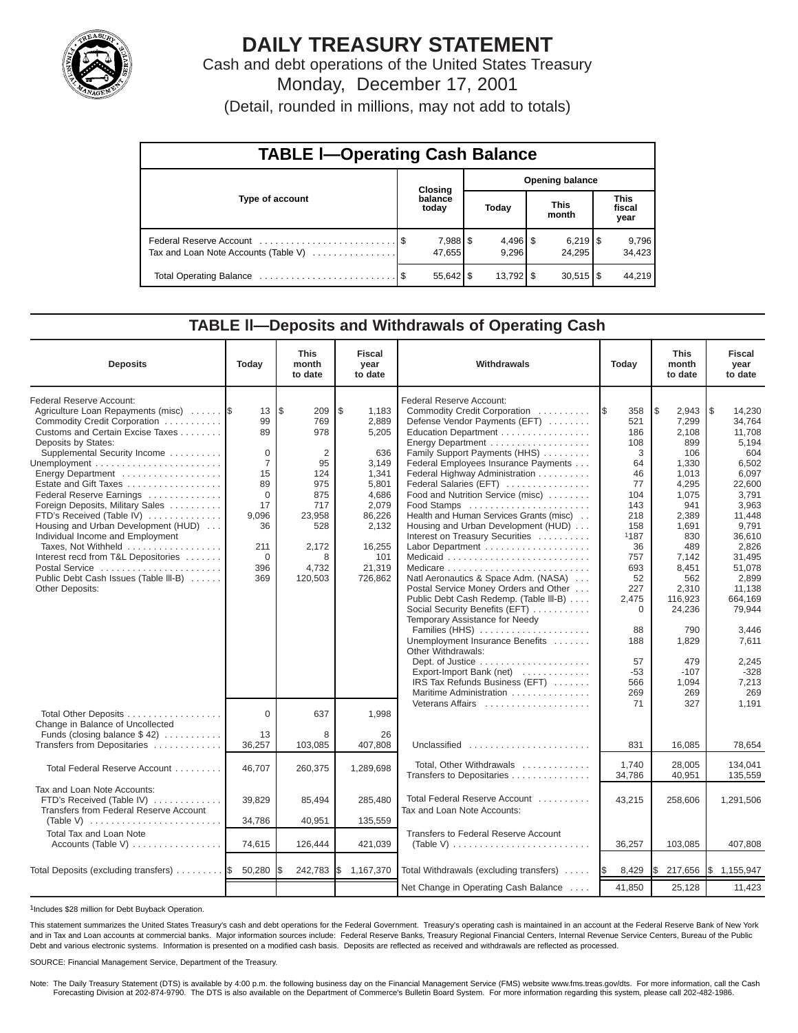# DAILY TREASURY STATEMENT

Cash and debt operations of the United States Treasury

Monday, December 17, 2001

(Detail, rounded in millions, may not add to totals)

## TABLE I—Operating Cash Balance

| Type of account | Closing balance today | Opening balance Today | This month | This fiscal year |
|---|---|---|---|---|
| Federal Reserve Account | $ 7,988 | $ 4,496 | $ 6,219 | $ 9,796 |
| Tax and Loan Note Accounts (Table V) | 47,655 | 9,296 | 24,295 | 34,423 |
| Total Operating Balance | $ 55,642 | $ 13,792 | $ 30,515 | $ 44,219 |

## TABLE II—Deposits and Withdrawals of Operating Cash

| Deposits | Today | This month to date | Fiscal year to date |
|---|---|---|---|
| Federal Reserve Account: | | | |
| Agriculture Loan Repayments (misc) | $ 13 | $ 209 | $ 1,183 |
| Commodity Credit Corporation | 99 | 769 | 2,889 |
| Customs and Certain Excise Taxes | 89 | 978 | 5,205 |
| Deposits by States: | | | |
| Supplemental Security Income | 0 | 2 | 636 |
| Unemployment | 7 | 95 | 3,149 |
| Energy Department | 15 | 124 | 1,341 |
| Estate and Gift Taxes | 89 | 975 | 5,801 |
| Federal Reserve Earnings | 0 | 875 | 4,686 |
| Foreign Deposits, Military Sales | 17 | 717 | 2,079 |
| FTD's Received (Table IV) | 9,096 | 23,958 | 86,226 |
| Housing and Urban Development (HUD) | 36 | 528 | 2,132 |
| Individual Income and Employment Taxes, Not Withheld | 211 | 2,172 | 16,255 |
| Interest recd from T&L Depositories | 0 | 8 | 101 |
| Postal Service | 396 | 4,732 | 21,319 |
| Public Debt Cash Issues (Table III-B) | 369 | 120,503 | 726,862 |
| Other Deposits: | | | |
| Total Other Deposits | 0 | 637 | 1,998 |
| Change in Balance of Uncollected Funds (closing balance $ 42) | 13 | 8 | 26 |
| Transfers from Depositaries | 36,257 | 103,085 | 407,808 |
| Total Federal Reserve Account | 46,707 | 260,375 | 1,289,698 |
| Tax and Loan Note Accounts: | | | |
| FTD's Received (Table IV) | 39,829 | 85,494 | 285,480 |
| Transfers from Federal Reserve Account (Table V) | 34,786 | 40,951 | 135,559 |
| Total Tax and Loan Note Accounts (Table V) | 74,615 | 126,444 | 421,039 |
| Total Deposits (excluding transfers) | $ 50,280 | $ 242,783 | $ 1,167,370 |

| Withdrawals | Today | This month to date | Fiscal year to date |
|---|---|---|---|
| Federal Reserve Account: | | | |
| Commodity Credit Corporation | $ 358 | $ 2,943 | $ 14,230 |
| Defense Vendor Payments (EFT) | 521 | 7,299 | 34,764 |
| Education Department | 186 | 2,108 | 11,708 |
| Energy Department | 108 | 899 | 5,194 |
| Family Support Payments (HHS) | 3 | 106 | 604 |
| Federal Employees Insurance Payments | 64 | 1,330 | 6,502 |
| Federal Highway Administration | 46 | 1,013 | 6,097 |
| Federal Salaries (EFT) | 77 | 4,295 | 22,600 |
| Food and Nutrition Service (misc) | 104 | 1,075 | 3,791 |
| Food Stamps | 143 | 941 | 3,963 |
| Health and Human Services Grants (misc) | 218 | 2,389 | 11,448 |
| Housing and Urban Development (HUD) | 158 | 1,691 | 9,791 |
| Interest on Treasury Securities | [1]187 | 830 | 36,610 |
| Labor Department | 36 | 489 | 2,826 |
| Medicaid | 757 | 7,142 | 31,495 |
| Medicare | 693 | 8,451 | 51,078 |
| Natl Aeronautics & Space Adm. (NASA) | 52 | 562 | 2,899 |
| Postal Service Money Orders and Other | 227 | 2,310 | 11,138 |
| Public Debt Cash Redemp. (Table III-B) | 2,475 | 116,923 | 664,169 |
| Social Security Benefits (EFT) | 0 | 24,236 | 79,944 |
| Temporary Assistance for Needy Families (HHS) | 88 | 790 | 3,446 |
| Unemployment Insurance Benefits | 188 | 1,829 | 7,611 |
| Other Withdrawals: | | | |
| Dept. of Justice | 57 | 479 | 2,245 |
| Export-Import Bank (net) | -53 | -107 | -328 |
| IRS Tax Refunds Business (EFT) | 566 | 1,094 | 7,213 |
| Maritime Administration | 269 | 269 | 269 |
| Veterans Affairs | 71 | 327 | 1,191 |
| Unclassified | 831 | 16,085 | 78,654 |
| Total, Other Withdrawals | 1,740 | 28,005 | 134,041 |
| Transfers to Depositaries | 34,786 | 40,951 | 135,559 |
| Total Federal Reserve Account | 43,215 | 258,606 | 1,291,506 |
| Tax and Loan Note Accounts: | | | |
| Transfers to Federal Reserve Account (Table V) | 36,257 | 103,085 | 407,808 |
| Total Withdrawals (excluding transfers) | $ 8,429 | $ 217,656 | $ 1,155,947 |
| Net Change in Operating Cash Balance | 41,850 | 25,128 | 11,423 |

[1]Includes $28 million for Debt Buyback Operation.

This statement summarizes the United States Treasury's cash and debt operations for the Federal Government. Treasury's operating cash is maintained in an account at the Federal Reserve Bank of New York and in Tax and Loan accounts at commercial banks. Major information sources include: Federal Reserve Banks, Treasury Regional Financial Centers, Internal Revenue Service Centers, Bureau of the Public Debt and various electronic systems. Information is presented on a modified cash basis. Deposits are reflected as received and withdrawals are reflected as processed.

SOURCE: Financial Management Service, Department of the Treasury.

Note: The Daily Treasury Statement (DTS) is available by 4:00 p.m. the following business day on the Financial Management Service (FMS) website www.fms.treas.gov/dts. For more information, call the Cash Forecasting Division at 202-874-9790. The DTS is also available on the Department of Commerce's Bulletin Board System. For more information regarding this system, please call 202-482-1986.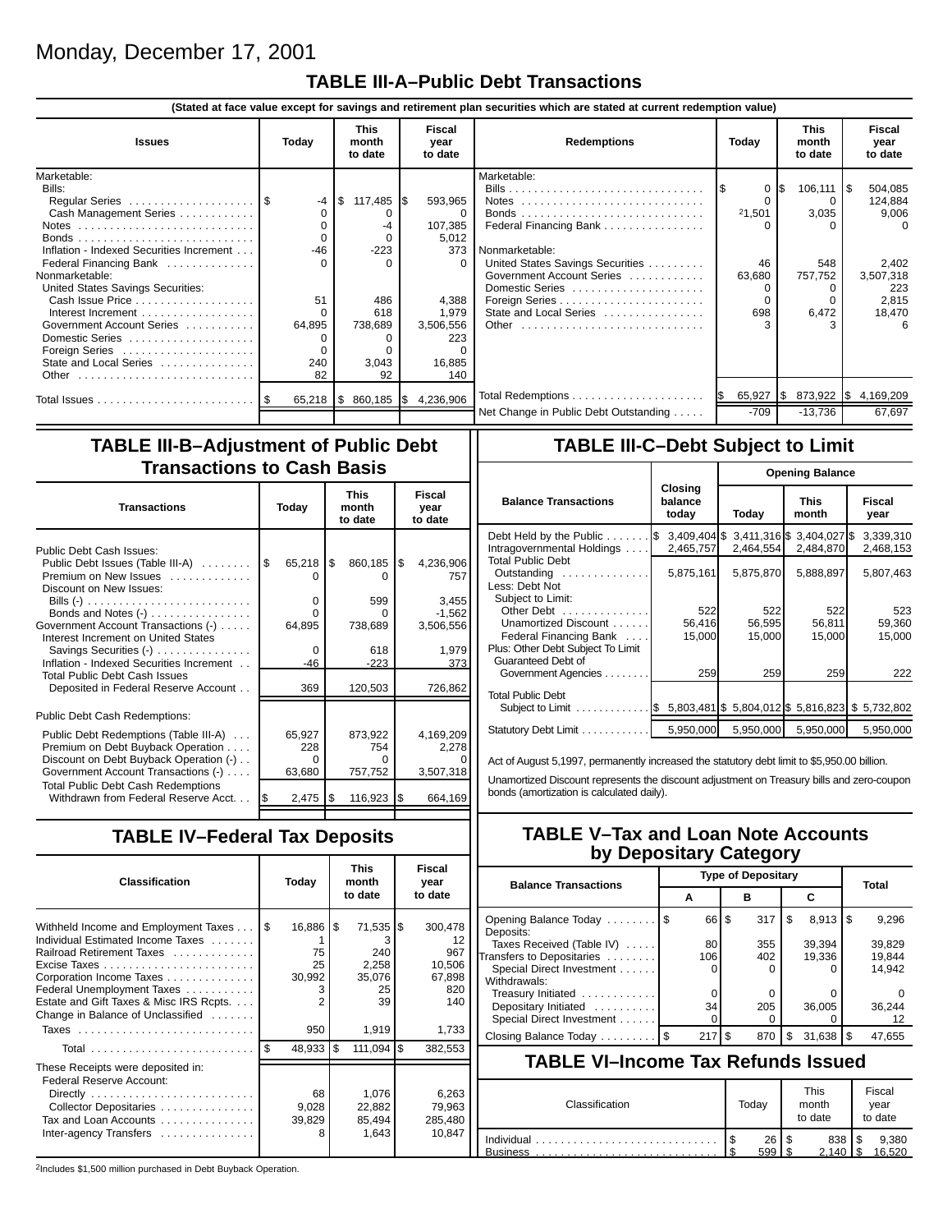Monday, December 17, 2001

## TABLE III-A–Public Debt Transactions

(Stated at face value except for savings and retirement plan securities which are stated at current redemption value)

| Issues | Today | This month to date | Fiscal year to date |
|---|---|---|---|
| Marketable: | | | |
| Bills: | | | |
| Regular Series | $ -4 | $ 117,485 | $ 593,965 |
| Cash Management Series | 0 | 0 | 0 |
| Notes | 0 | -4 | 107,385 |
| Bonds | 0 | 0 | 5,012 |
| Inflation - Indexed Securities Increment | -46 | -223 | 373 |
| Federal Financing Bank | 0 | 0 | 0 |
| Nonmarketable: | | | |
| United States Savings Securities: | | | |
| Cash Issue Price | 51 | 486 | 4,388 |
| Interest Increment | 0 | 618 | 1,979 |
| Government Account Series | 64,895 | 738,689 | 3,506,556 |
| Domestic Series | 0 | 0 | 223 |
| Foreign Series | 0 | 0 | 0 |
| State and Local Series | 240 | 3,043 | 16,885 |
| Other | 82 | 92 | 140 |
| Total Issues | $ 65,218 | $ 860,185 | $ 4,236,906 |

| Redemptions | Today | This month to date | Fiscal year to date |
|---|---|---|---|
| Marketable: | | | |
| Bills | $ 0 | $ 106,111 | $ 504,085 |
| Notes | 0 | 0 | 124,884 |
| Bonds | [2]1,501 | 3,035 | 9,006 |
| Federal Financing Bank | 0 | 0 | 0 |
| Nonmarketable: | | | |
| United States Savings Securities | 46 | 548 | 2,402 |
| Government Account Series | 63,680 | 757,752 | 3,507,318 |
| Domestic Series | 0 | 0 | 223 |
| Foreign Series | 0 | 0 | 2,815 |
| State and Local Series | 698 | 6,472 | 18,470 |
| Other | 3 | 3 | 6 |
| Total Redemptions | $ 65,927 | $ 873,922 | $ 4,169,209 |
| Net Change in Public Debt Outstanding | -709 | -13,736 | 67,697 |

## TABLE III-B–Adjustment of Public Debt Transactions to Cash Basis

| Transactions | Today | This month to date | Fiscal year to date |
|---|---|---|---|
| Public Debt Cash Issues: | | | |
| Public Debt Issues (Table III-A) | $ 65,218 | $ 860,185 | $ 4,236,906 |
| Premium on New Issues | 0 | 0 | 757 |
| Discount on New Issues: | | | |
| Bills (-) | 0 | 599 | 3,455 |
| Bonds and Notes (-) | 0 | 0 | -1,562 |
| Government Account Transactions (-) | 64,895 | 738,689 | 3,506,556 |
| Interest Increment on United States Savings Securities (-) | 0 | 618 | 1,979 |
| Inflation - Indexed Securities Increment | -46 | -223 | 373 |
| Total Public Debt Cash Issues Deposited in Federal Reserve Account | 369 | 120,503 | 726,862 |
| Public Debt Cash Redemptions: | | | |
| Public Debt Redemptions (Table III-A) | 65,927 | 873,922 | 4,169,209 |
| Premium on Debt Buyback Operation | 228 | 754 | 2,278 |
| Discount on Debt Buyback Operation (-) | 0 | 0 | 0 |
| Government Account Transactions (-) | 63,680 | 757,752 | 3,507,318 |
| Total Public Debt Cash Redemptions Withdrawn from Federal Reserve Acct. | $ 2,475 | $ 116,923 | $ 664,169 |

## TABLE III-C–Debt Subject to Limit

| Balance Transactions | Closing balance today | Opening Balance Today | Opening Balance This month | Opening Balance Fiscal year |
|---|---|---|---|---|
| Debt Held by the Public | $ 3,409,404 | $ 3,411,316 | $ 3,404,027 | $ 3,339,310 |
| Intragovernmental Holdings | 2,465,757 | 2,464,554 | 2,484,870 | 2,468,153 |
| Total Public Debt Outstanding | 5,875,161 | 5,875,870 | 5,888,897 | 5,807,463 |
| Less: Debt Not Subject to Limit: | | | | |
| Other Debt | 522 | 522 | 522 | 523 |
| Unamortized Discount | 56,416 | 56,595 | 56,811 | 59,360 |
| Federal Financing Bank | 15,000 | 15,000 | 15,000 | 15,000 |
| Plus: Other Debt Subject To Limit Guaranteed Debt of Government Agencies | 259 | 259 | 259 | 222 |
| Total Public Debt Subject to Limit | $ 5,803,481 | $ 5,804,012 | $ 5,816,823 | $ 5,732,802 |
| Statutory Debt Limit | 5,950,000 | 5,950,000 | 5,950,000 | 5,950,000 |

Act of August 5,1997, permanently increased the statutory debt limit to $5,950.00 billion.

Unamortized Discount represents the discount adjustment on Treasury bills and zero-coupon bonds (amortization is calculated daily).

## TABLE IV–Federal Tax Deposits

| Classification | Today | This month to date | Fiscal year to date |
|---|---|---|---|
| Withheld Income and Employment Taxes | $ 16,886 | $ 71,535 | $ 300,478 |
| Individual Estimated Income Taxes | 1 | 3 | 12 |
| Railroad Retirement Taxes | 75 | 240 | 967 |
| Excise Taxes | 25 | 2,258 | 10,506 |
| Corporation Income Taxes | 30,992 | 35,076 | 67,898 |
| Federal Unemployment Taxes | 3 | 25 | 820 |
| Estate and Gift Taxes & Misc IRS Rcpts. | 2 | 39 | 140 |
| Change in Balance of Unclassified Taxes | 950 | 1,919 | 1,733 |
| Total | $ 48,933 | $ 111,094 | $ 382,553 |
| These Receipts were deposited in: | | | |
| Federal Reserve Account: | | | |
| Directly | 68 | 1,076 | 6,263 |
| Collector Depositaries | 9,028 | 22,882 | 79,963 |
| Tax and Loan Accounts | 39,829 | 85,494 | 285,480 |
| Inter-agency Transfers | 8 | 1,643 | 10,847 |

## TABLE V–Tax and Loan Note Accounts by Depositary Category

| Balance Transactions | Type of Depositary A | Type of Depositary B | Type of Depositary C | Total |
|---|---|---|---|---|
| Opening Balance Today | $ 66 | $ 317 | $ 8,913 | $ 9,296 |
| Deposits: | | | | |
| Taxes Received (Table IV) | 80 | 355 | 39,394 | 39,829 |
| Transfers to Depositaries | 106 | 402 | 19,336 | 19,844 |
| Special Direct Investment | 0 | 0 | 0 | 14,942 |
| Withdrawals: | | | | |
| Treasury Initiated | 0 | 0 | 0 | 0 |
| Depositary Initiated | 34 | 205 | 36,005 | 36,244 |
| Special Direct Investment | 0 | 0 | 0 | 12 |
| Closing Balance Today | $ 217 | $ 870 | $ 31,638 | $ 47,655 |

## TABLE VI–Income Tax Refunds Issued

| Classification | Today | This month to date | Fiscal year to date |
|---|---|---|---|
| Individual | $ 26 | $ 838 | $ 9,380 |
| Business | $ 599 | $ 2,140 | $ 16,520 |

[2]Includes $1,500 million purchased in Debt Buyback Operation.